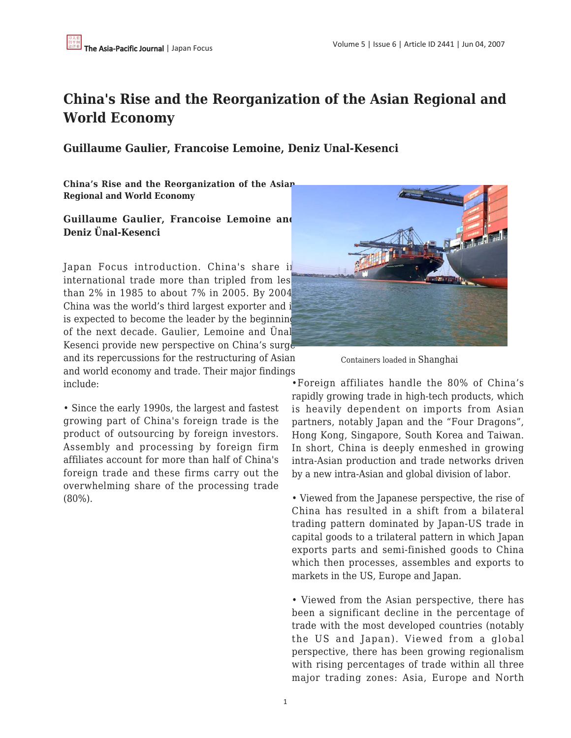# China's Rise and the Reorganization of the Asian Regional and World Economy

### Guillaume Gaulier, Francoise Lemoine, Deniz Unal-Kesenci

**China's Rise and the Reorganization of the Asian Regional and World Economy**

**Guillaume Gaulier, Francoise Lemoine and Deniz Ünal-Kesenci**

Containers loaded in Shanghai

Japan Focus introduction. China's share in international trade more than tripled from less than 2% in 1985 to about 7% in 2005. By 2004 China was the world's third largest exporter and it is expected to become the leader by the beginning of the next decade. Gaulier, Lemoine and Ünal-Kesenci provide new perspective on China's surge and its repercussions for the restructuring of Asian and world economy and trade. Their major findings include:

• Since the early 1990s, the largest and fastest growing part of China's foreign trade is the product of outsourcing by foreign investors. Assembly and processing by foreign firm affiliates account for more than half of China's foreign trade and these firms carry out the overwhelming share of the processing trade (80%).

•Foreign affiliates handle the 80% of China's rapidly growing trade in high-tech products, which is heavily dependent on imports from Asian partners, notably Japan and the "Four Dragons", Hong Kong, Singapore, South Korea and Taiwan. In short, China is deeply enmeshed in growing intra-Asian production and trade networks driven by a new intra-Asian and global division of labor.

• Viewed from the Japanese perspective, the rise of China has resulted in a shift from a bilateral trading pattern dominated by Japan-US trade in capital goods to a trilateral pattern in which Japan exports parts and semi-finished goods to China which then processes, assembles and exports to markets in the US, Europe and Japan.

• Viewed from the Asian perspective, there has been a significant decline in the percentage of trade with the most developed countries (notably the US and Japan). Viewed from a global perspective, there has been growing regionalism with rising percentages of trade within all three major trading zones: Asia, Europe and North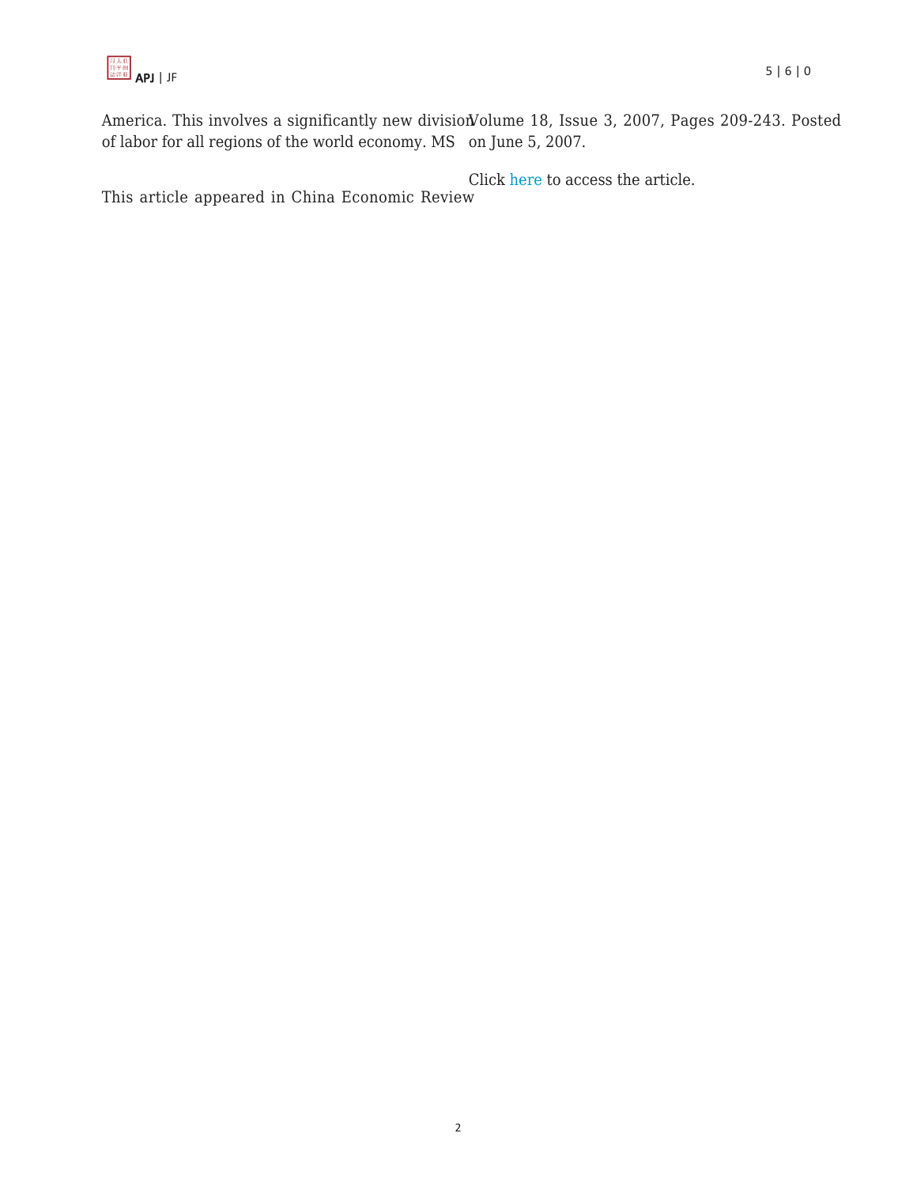America. This involves a significantly new division of labor for all regions of the world economy. MS

This article appeared in China Economic Review Volume 18, Issue 3, 2007, Pages 209-243. Posted on June 5, 2007.

Click here to access the article.